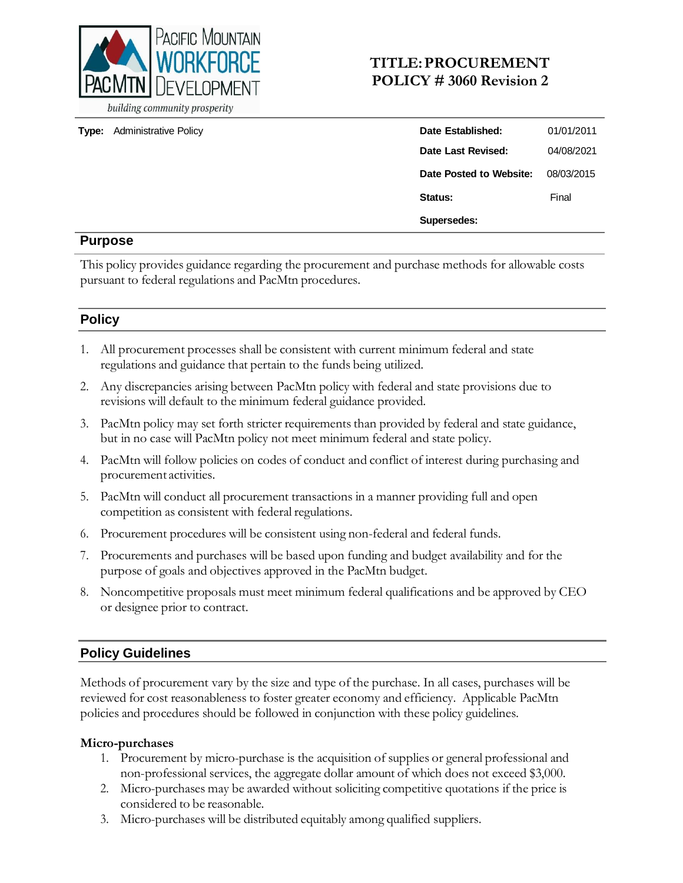Pacific Mountain Workforce Development

PacMtn

*building community prosperity*

# TITLE: PROCUREMENT POLICY # 3060 Revision 2

**Type:** Administrative Policy

| | |
|---|---|
| **Date Established:** | 01/01/2011 |
| **Date Last Revised:** | 04/08/2021 |
| **Date Posted to Website:** | 08/03/2015 |
| **Status:** | Final |
| **Supersedes:** | |

## Purpose

This policy provides guidance regarding the procurement and purchase methods for allowable costs pursuant to federal regulations and PacMtn procedures.

## Policy

1. All procurement processes shall be consistent with current minimum federal and state regulations and guidance that pertain to the funds being utilized.
2. Any discrepancies arising between PacMtn policy with federal and state provisions due to revisions will default to the minimum federal guidance provided.
3. PacMtn policy may set forth stricter requirements than provided by federal and state guidance, but in no case will PacMtn policy not meet minimum federal and state policy.
4. PacMtn will follow policies on codes of conduct and conflict of interest during purchasing and procurement activities.
5. PacMtn will conduct all procurement transactions in a manner providing full and open competition as consistent with federal regulations.
6. Procurement procedures will be consistent using non-federal and federal funds.
7. Procurements and purchases will be based upon funding and budget availability and for the purpose of goals and objectives approved in the PacMtn budget.
8. Noncompetitive proposals must meet minimum federal qualifications and be approved by CEO or designee prior to contract.

## Policy Guidelines

Methods of procurement vary by the size and type of the purchase. In all cases, purchases will be reviewed for cost reasonableness to foster greater economy and efficiency. Applicable PacMtn policies and procedures should be followed in conjunction with these policy guidelines.

**Micro-purchases**

1. Procurement by micro-purchase is the acquisition of supplies or general professional and non-professional services, the aggregate dollar amount of which does not exceed $3,000.
2. Micro-purchases may be awarded without soliciting competitive quotations if the price is considered to be reasonable.
3. Micro-purchases will be distributed equitably among qualified suppliers.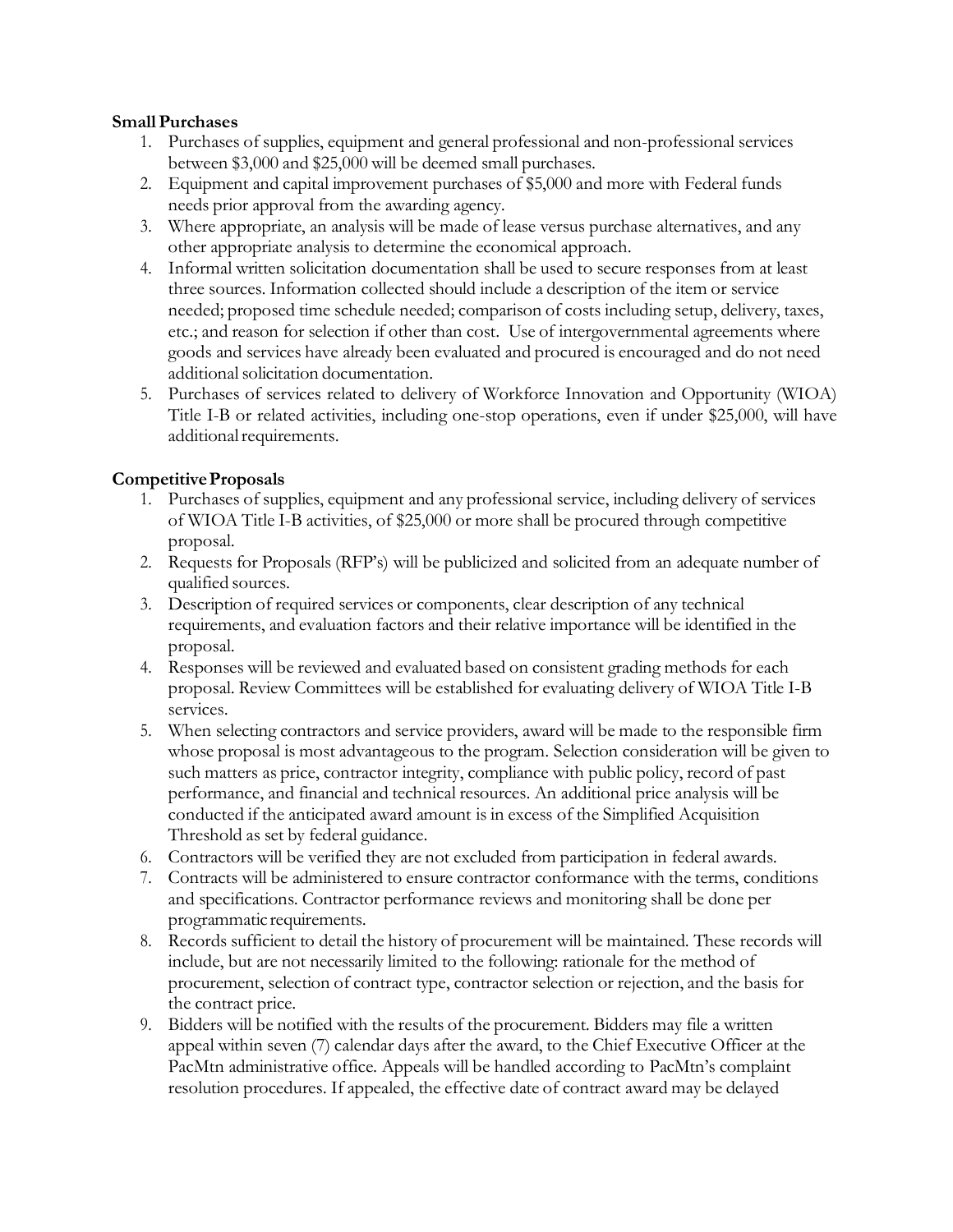**Small Purchases**

1. Purchases of supplies, equipment and general professional and non-professional services between $3,000 and $25,000 will be deemed small purchases.
2. Equipment and capital improvement purchases of $5,000 and more with Federal funds needs prior approval from the awarding agency.
3. Where appropriate, an analysis will be made of lease versus purchase alternatives, and any other appropriate analysis to determine the economical approach.
4. Informal written solicitation documentation shall be used to secure responses from at least three sources. Information collected should include a description of the item or service needed; proposed time schedule needed; comparison of costs including setup, delivery, taxes, etc.; and reason for selection if other than cost. Use of intergovernmental agreements where goods and services have already been evaluated and procured is encouraged and do not need additional solicitation documentation.
5. Purchases of services related to delivery of Workforce Innovation and Opportunity (WIOA) Title I-B or related activities, including one-stop operations, even if under $25,000, will have additional requirements.

**Competitive Proposals**

1. Purchases of supplies, equipment and any professional service, including delivery of services of WIOA Title I-B activities, of $25,000 or more shall be procured through competitive proposal.
2. Requests for Proposals (RFP's) will be publicized and solicited from an adequate number of qualified sources.
3. Description of required services or components, clear description of any technical requirements, and evaluation factors and their relative importance will be identified in the proposal.
4. Responses will be reviewed and evaluated based on consistent grading methods for each proposal. Review Committees will be established for evaluating delivery of WIOA Title I-B services.
5. When selecting contractors and service providers, award will be made to the responsible firm whose proposal is most advantageous to the program. Selection consideration will be given to such matters as price, contractor integrity, compliance with public policy, record of past performance, and financial and technical resources. An additional price analysis will be conducted if the anticipated award amount is in excess of the Simplified Acquisition Threshold as set by federal guidance.
6. Contractors will be verified they are not excluded from participation in federal awards.
7. Contracts will be administered to ensure contractor conformance with the terms, conditions and specifications. Contractor performance reviews and monitoring shall be done per programmatic requirements.
8. Records sufficient to detail the history of procurement will be maintained. These records will include, but are not necessarily limited to the following: rationale for the method of procurement, selection of contract type, contractor selection or rejection, and the basis for the contract price.
9. Bidders will be notified with the results of the procurement. Bidders may file a written appeal within seven (7) calendar days after the award, to the Chief Executive Officer at the PacMtn administrative office. Appeals will be handled according to PacMtn's complaint resolution procedures. If appealed, the effective date of contract award may be delayed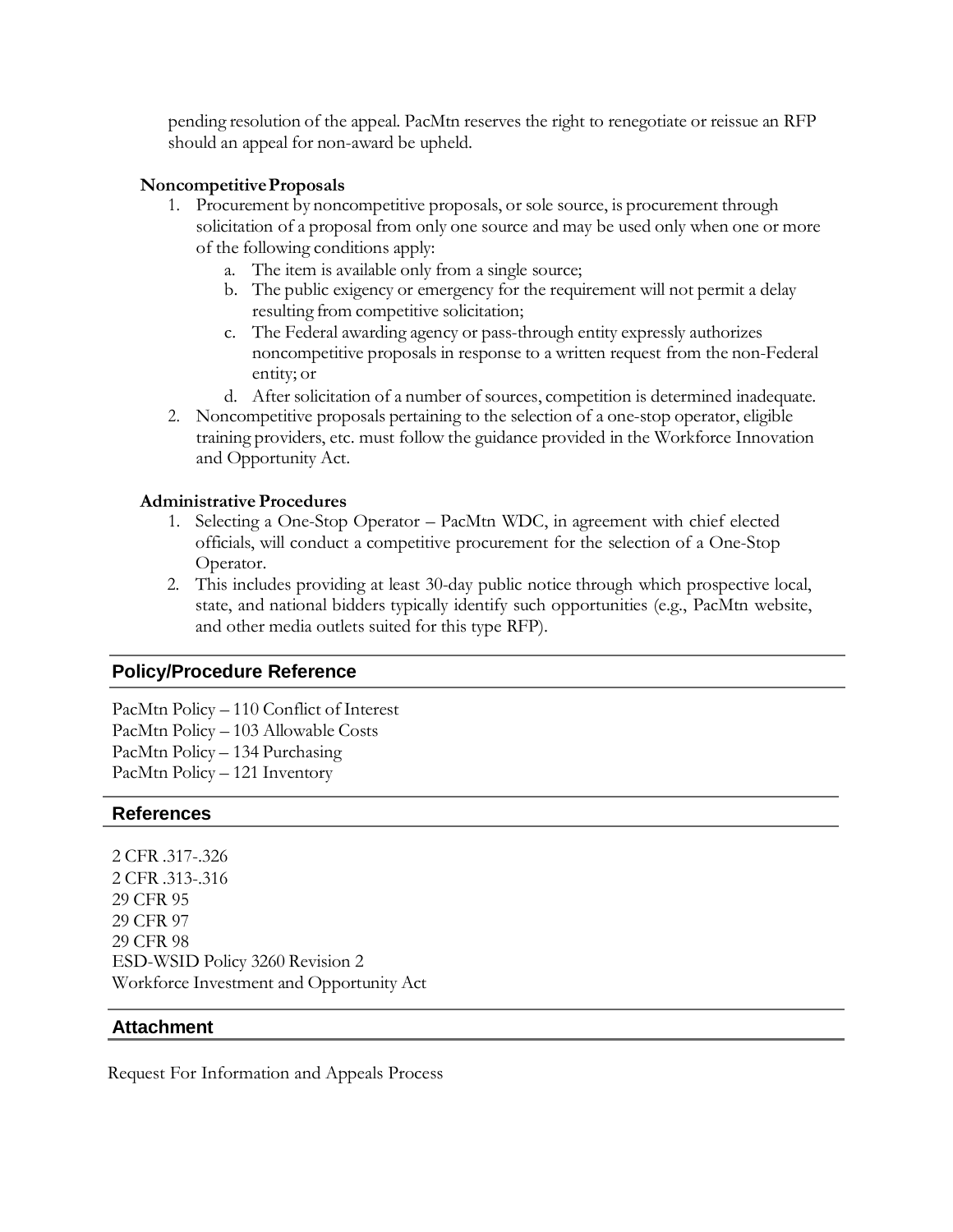pending resolution of the appeal. PacMtn reserves the right to renegotiate or reissue an RFP should an appeal for non-award be upheld.

**Noncompetitive Proposals**

1. Procurement by noncompetitive proposals, or sole source, is procurement through solicitation of a proposal from only one source and may be used only when one or more of the following conditions apply:
   a. The item is available only from a single source;
   b. The public exigency or emergency for the requirement will not permit a delay resulting from competitive solicitation;
   c. The Federal awarding agency or pass-through entity expressly authorizes noncompetitive proposals in response to a written request from the non-Federal entity; or
   d. After solicitation of a number of sources, competition is determined inadequate.
2. Noncompetitive proposals pertaining to the selection of a one-stop operator, eligible training providers, etc. must follow the guidance provided in the Workforce Innovation and Opportunity Act.

**Administrative Procedures**

1. Selecting a One-Stop Operator – PacMtn WDC, in agreement with chief elected officials, will conduct a competitive procurement for the selection of a One-Stop Operator.
2. This includes providing at least 30-day public notice through which prospective local, state, and national bidders typically identify such opportunities (e.g., PacMtn website, and other media outlets suited for this type RFP).

## Policy/Procedure Reference

PacMtn Policy – 110 Conflict of Interest
PacMtn Policy – 103 Allowable Costs
PacMtn Policy – 134 Purchasing
PacMtn Policy – 121 Inventory

## References

2 CFR .317-.326
2 CFR .313-.316
29 CFR 95
29 CFR 97
29 CFR 98
ESD-WSID Policy 3260 Revision 2
Workforce Investment and Opportunity Act

## Attachment

Request For Information and Appeals Process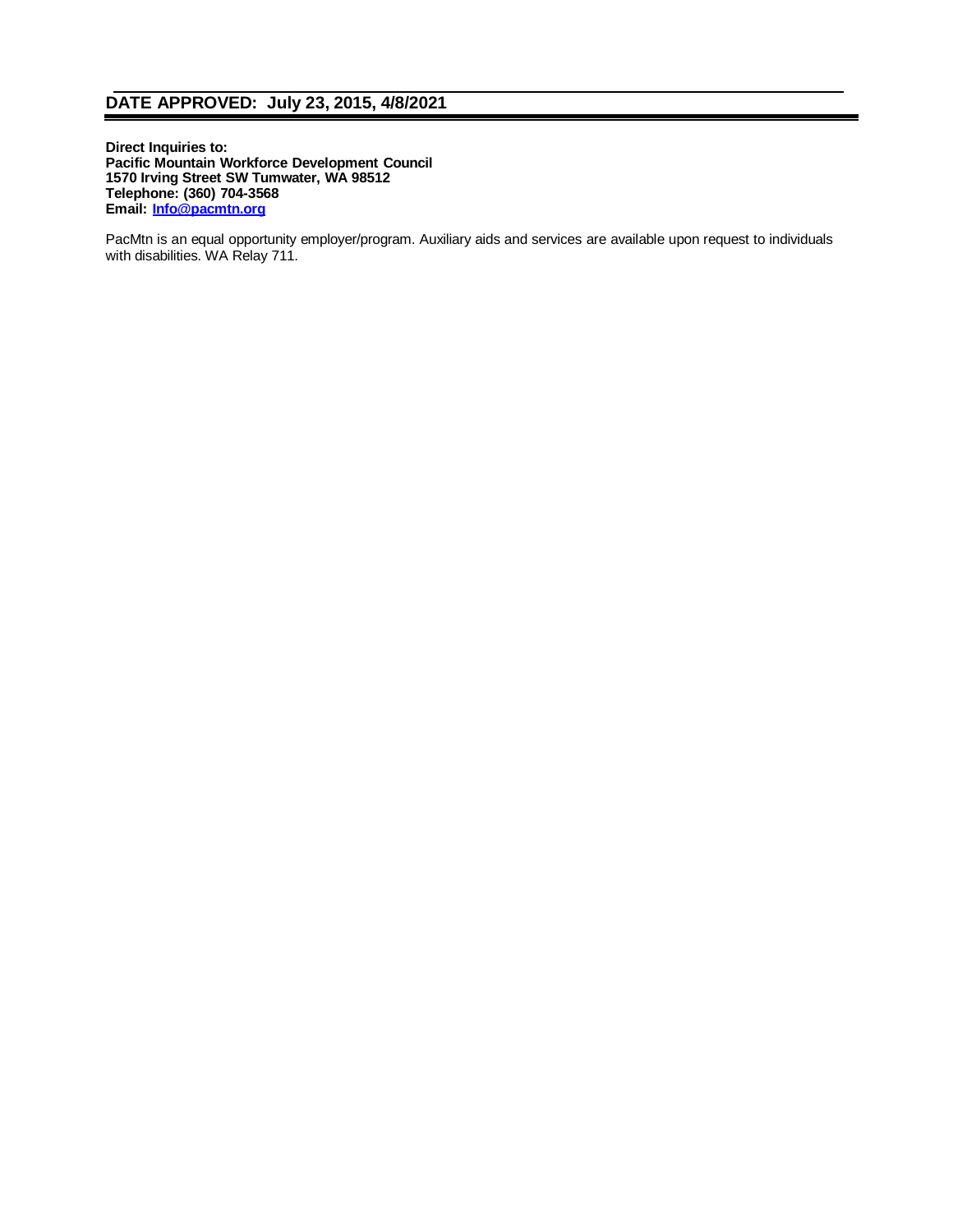**DATE APPROVED: July 23, 2015, 4/8/2021**

---

**Direct Inquiries to:**
**Pacific Mountain Workforce Development Council**
**1570 Irving Street SW Tumwater, WA 98512**
**Telephone: (360) 704-3568**
**Email: [Info@pacmtn.org](mailto:Info@pacmtn.org)**

PacMtn is an equal opportunity employer/program. Auxiliary aids and services are available upon request to individuals with disabilities. WA Relay 711.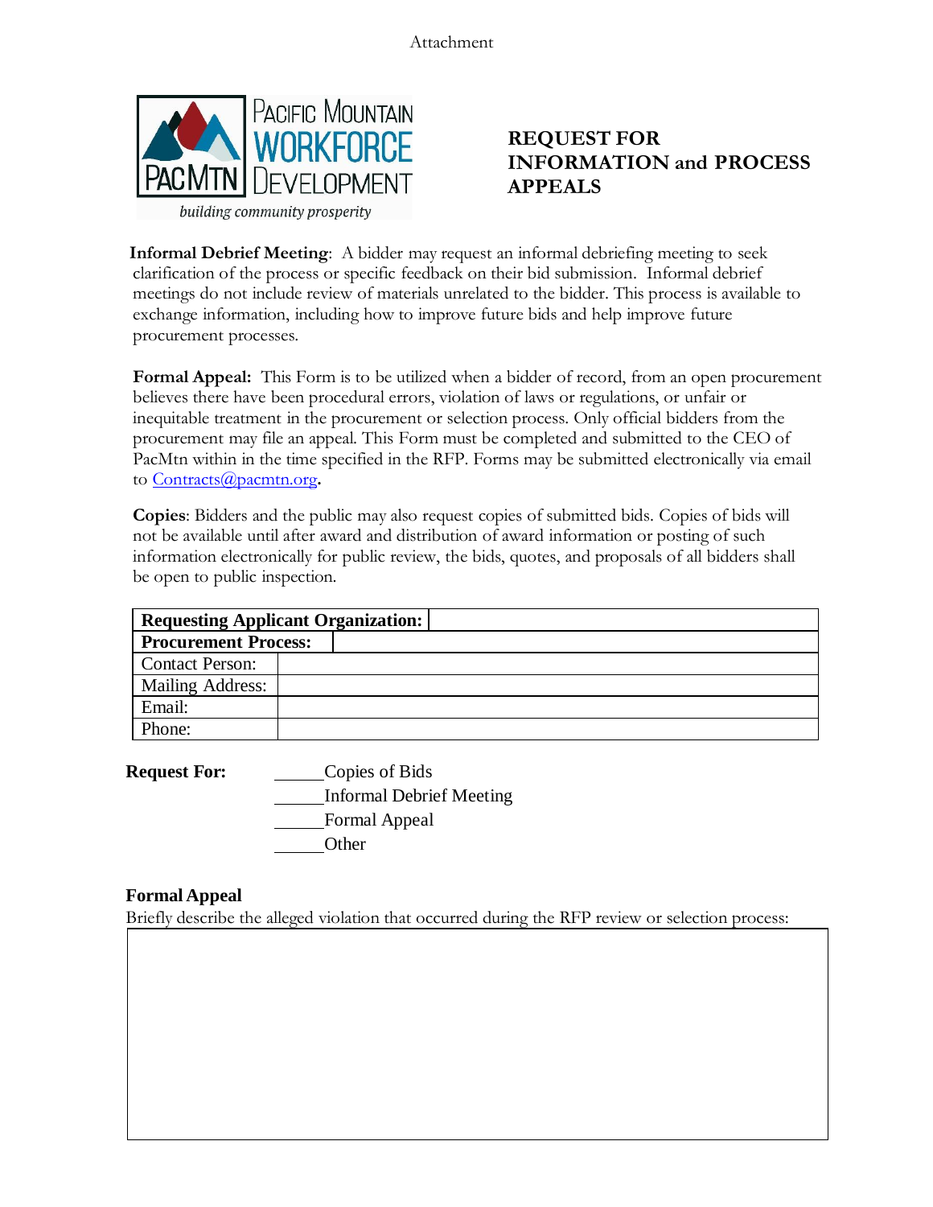Attachment

Pacific Mountain Workforce Development

*building community prosperity*

# REQUEST FOR INFORMATION and PROCESS APPEALS

**Informal Debrief Meeting**: A bidder may request an informal debriefing meeting to seek clarification of the process or specific feedback on their bid submission. Informal debrief meetings do not include review of materials unrelated to the bidder. This process is available to exchange information, including how to improve future bids and help improve future procurement processes.

**Formal Appeal:** This Form is to be utilized when a bidder of record, from an open procurement believes there have been procedural errors, violation of laws or regulations, or unfair or inequitable treatment in the procurement or selection process. Only official bidders from the procurement may file an appeal. This Form must be completed and submitted to the CEO of PacMtn within in the time specified in the RFP. Forms may be submitted electronically via email to Contracts@pacmtn.org**.**

**Copies**: Bidders and the public may also request copies of submitted bids. Copies of bids will not be available until after award and distribution of award information or posting of such information electronically for public review, the bids, quotes, and proposals of all bidders shall be open to public inspection.

| **Requesting Applicant Organization:** | |
|---|---|
| **Procurement Process:** | |
| Contact Person: | |
| Mailing Address: | |
| Email: | |
| Phone: | |

**Request For:**

_____Copies of Bids
_____Informal Debrief Meeting
_____Formal Appeal
_____Other

**Formal Appeal**

Briefly describe the alleged violation that occurred during the RFP review or selection process: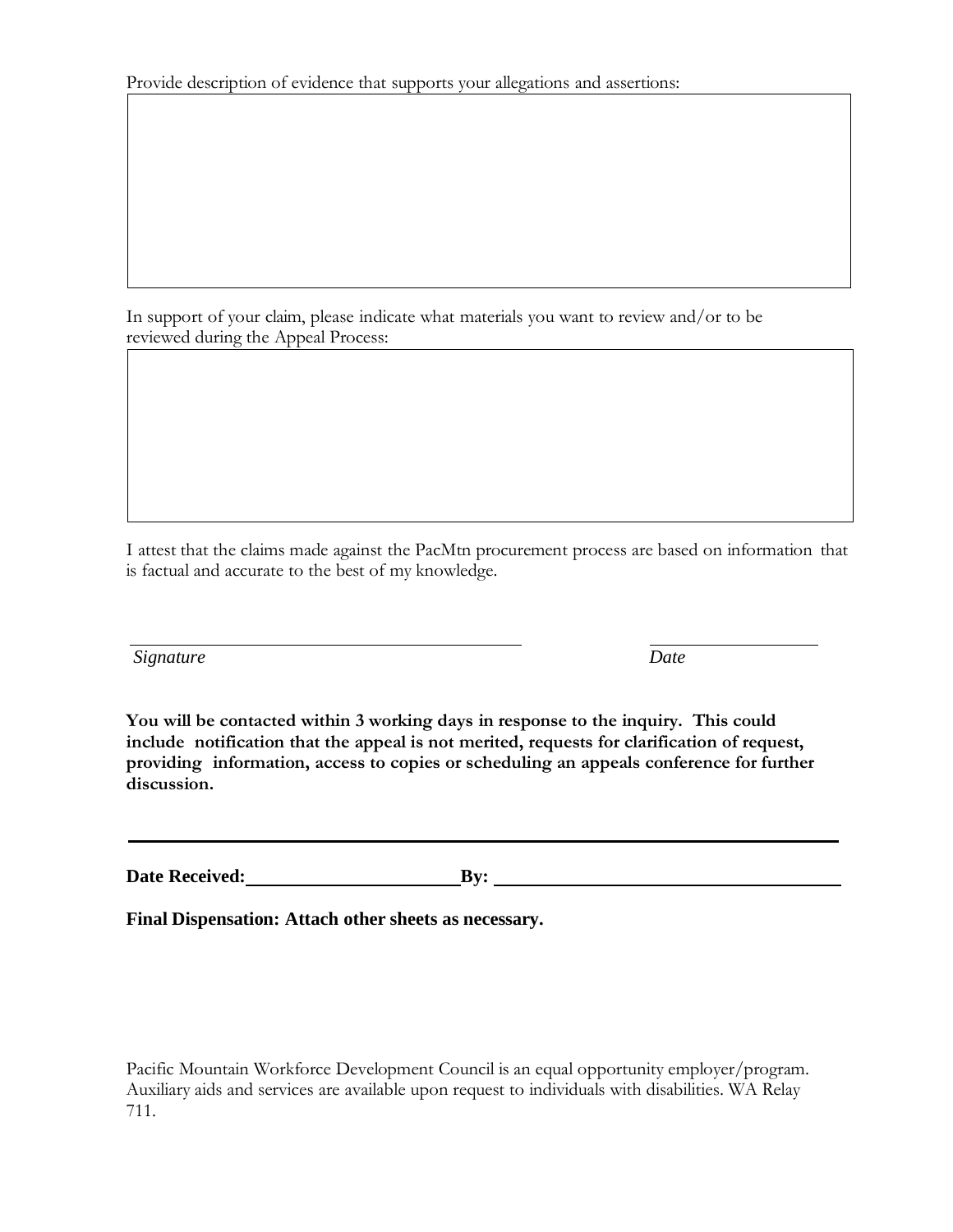Provide description of evidence that supports your allegations and assertions:

In support of your claim, please indicate what materials you want to review and/or to be reviewed during the Appeal Process:

I attest that the claims made against the PacMtn procurement process are based on information that is factual and accurate to the best of my knowledge.

*Signature* *Date*

**You will be contacted within 3 working days in response to the inquiry. This could include notification that the appeal is not merited, requests for clarification of request, providing information, access to copies or scheduling an appeals conference for further discussion.**

---

**Date Received:** ______________________ **By:** ____________________________________

**Final Dispensation: Attach other sheets as necessary.**

Pacific Mountain Workforce Development Council is an equal opportunity employer/program. Auxiliary aids and services are available upon request to individuals with disabilities. WA Relay 711.